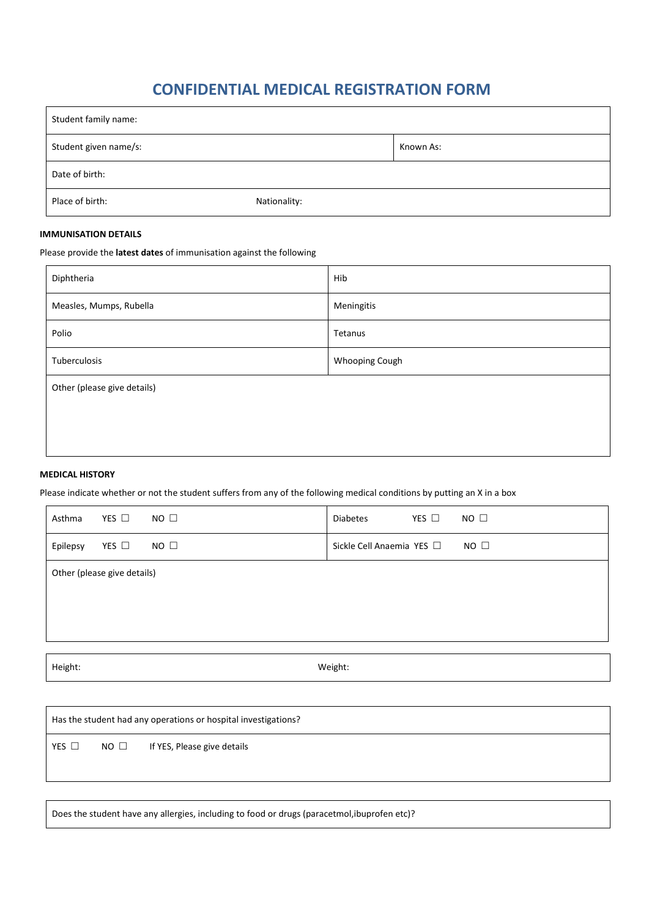# CONFIDENTIAL MEDICAL REGISTRATION FORM

| Student family name: | |
|---|---|
| Student given name/s: | Known As: |
| Date of birth: | |
| Place of birth: | Nationality: |

**IMMUNISATION DETAILS**

Please provide the **latest dates** of immunisation against the following

| Diphtheria | Hib |
|---|---|
| Measles, Mumps, Rubella | Meningitis |
| Polio | Tetanus |
| Tuberculosis | Whooping Cough |
| Other (please give details) | |

**MEDICAL HISTORY**

Please indicate whether or not the student suffers from any of the following medical conditions by putting an X in a box

| Asthma YES ☐ NO ☐ | Diabetes YES ☐ NO ☐ |
|---|---|
| Epilepsy YES ☐ NO ☐ | Sickle Cell Anaemia YES ☐ NO ☐ |
| Other (please give details) | |

| Height: | Weight: |
|---|---|

| Has the student had any operations or hospital investigations? |
|---|
| YES ☐ NO ☐ If YES, Please give details |

| Does the student have any allergies, including to food or drugs (paracetmol,ibuprofen etc)? |
|---|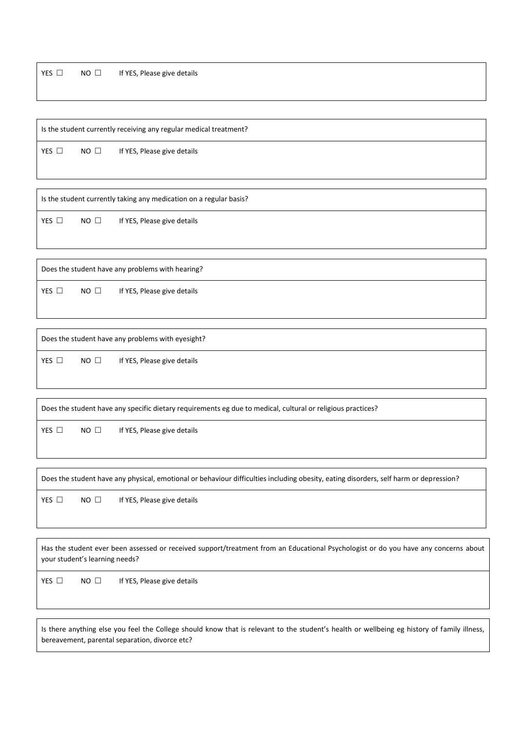YES ☐ NO ☐ If YES, Please give details

| Is the student currently receiving any regular medical treatment? |
|---|
| YES ☐ NO ☐ If YES, Please give details |

| Is the student currently taking any medication on a regular basis? |
|---|
| YES ☐ NO ☐ If YES, Please give details |

| Does the student have any problems with hearing? |
|---|
| YES ☐ NO ☐ If YES, Please give details |

| Does the student have any problems with eyesight? |
|---|
| YES ☐ NO ☐ If YES, Please give details |

| Does the student have any specific dietary requirements eg due to medical, cultural or religious practices? |
|---|
| YES ☐ NO ☐ If YES, Please give details |

| Does the student have any physical, emotional or behaviour difficulties including obesity, eating disorders, self harm or depression? |
|---|
| YES ☐ NO ☐ If YES, Please give details |

| Has the student ever been assessed or received support/treatment from an Educational Psychologist or do you have any concerns about your student's learning needs? |
|---|
| YES ☐ NO ☐ If YES, Please give details |

| Is there anything else you feel the College should know that is relevant to the student's health or wellbeing eg history of family illness, bereavement, parental separation, divorce etc? |
|---|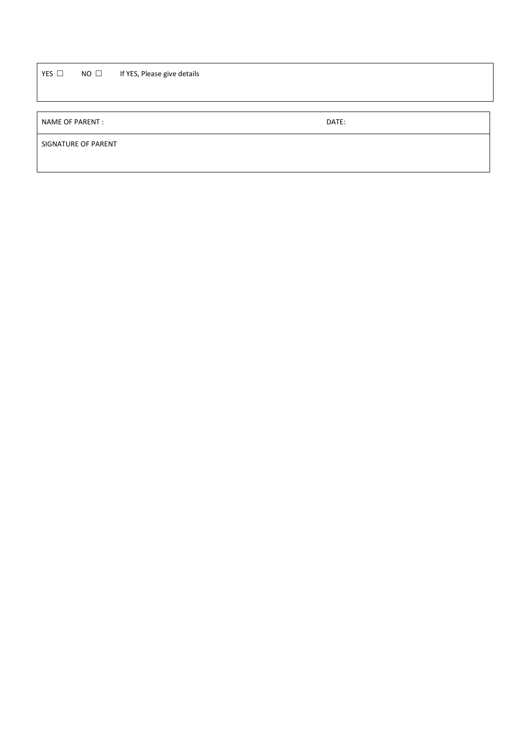| | |
|---|---|
| YES ☐ NO ☐ If YES, Please give details | |

| | |
|---|---|
| NAME OF PARENT : | DATE: |
| SIGNATURE OF PARENT | |